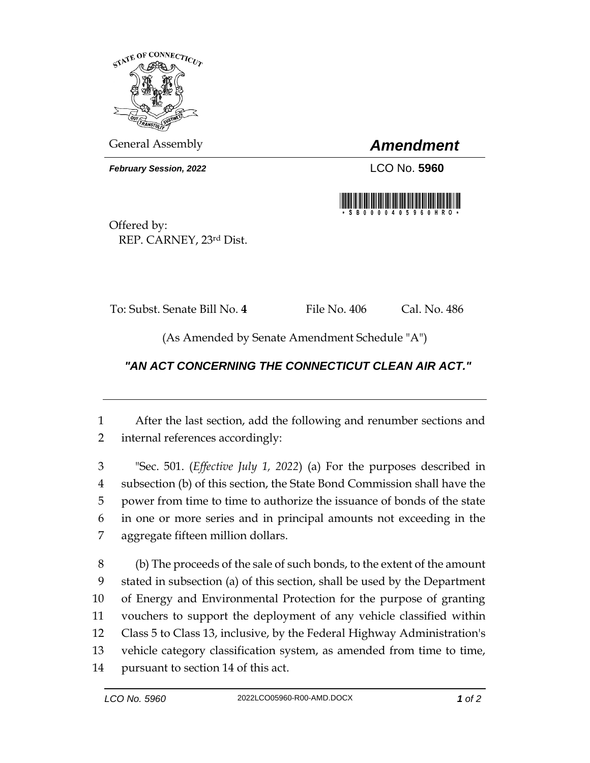General Assembly

***Amendment***

***February Session, 2022***

LCO No. **5960**

Offered by:
REP. CARNEY, 23rd Dist.

To: Subst. Senate Bill No. **4** File No. 406 Cal. No. 486

(As Amended by Senate Amendment Schedule "A")

***"AN ACT CONCERNING THE CONNECTICUT CLEAN AIR ACT."***

---

1 After the last section, add the following and renumber sections and
2 internal references accordingly:

3 "Sec. 501. (*Effective July 1, 2022*) (a) For the purposes described in
4 subsection (b) of this section, the State Bond Commission shall have the
5 power from time to time to authorize the issuance of bonds of the state
6 in one or more series and in principal amounts not exceeding in the
7 aggregate fifteen million dollars.

8 (b) The proceeds of the sale of such bonds, to the extent of the amount
9 stated in subsection (a) of this section, shall be used by the Department
10 of Energy and Environmental Protection for the purpose of granting
11 vouchers to support the deployment of any vehicle classified within
12 Class 5 to Class 13, inclusive, by the Federal Highway Administration's
13 vehicle category classification system, as amended from time to time,
14 pursuant to section 14 of this act.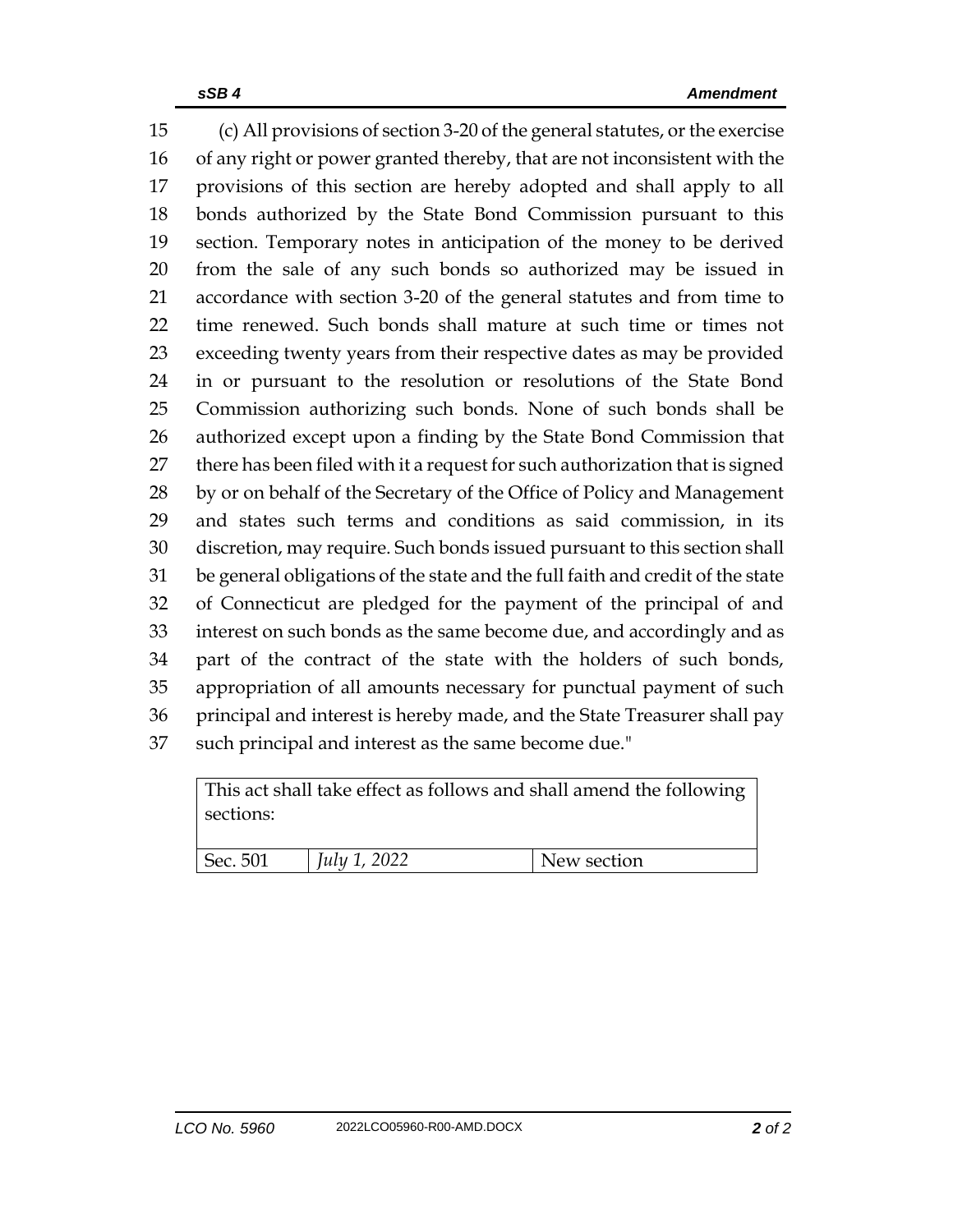(c) All provisions of section 3-20 of the general statutes, or the exercise of any right or power granted thereby, that are not inconsistent with the provisions of this section are hereby adopted and shall apply to all bonds authorized by the State Bond Commission pursuant to this section. Temporary notes in anticipation of the money to be derived from the sale of any such bonds so authorized may be issued in accordance with section 3-20 of the general statutes and from time to time renewed. Such bonds shall mature at such time or times not exceeding twenty years from their respective dates as may be provided in or pursuant to the resolution or resolutions of the State Bond Commission authorizing such bonds. None of such bonds shall be authorized except upon a finding by the State Bond Commission that there has been filed with it a request for such authorization that is signed by or on behalf of the Secretary of the Office of Policy and Management and states such terms and conditions as said commission, in its discretion, may require. Such bonds issued pursuant to this section shall be general obligations of the state and the full faith and credit of the state of Connecticut are pledged for the payment of the principal of and interest on such bonds as the same become due, and accordingly and as part of the contract of the state with the holders of such bonds, appropriation of all amounts necessary for punctual payment of such principal and interest is hereby made, and the State Treasurer shall pay such principal and interest as the same become due."

| This act shall take effect as follows and shall amend the following sections: | | |
|---|---|---|
| Sec. 501 | *July 1, 2022* | New section |